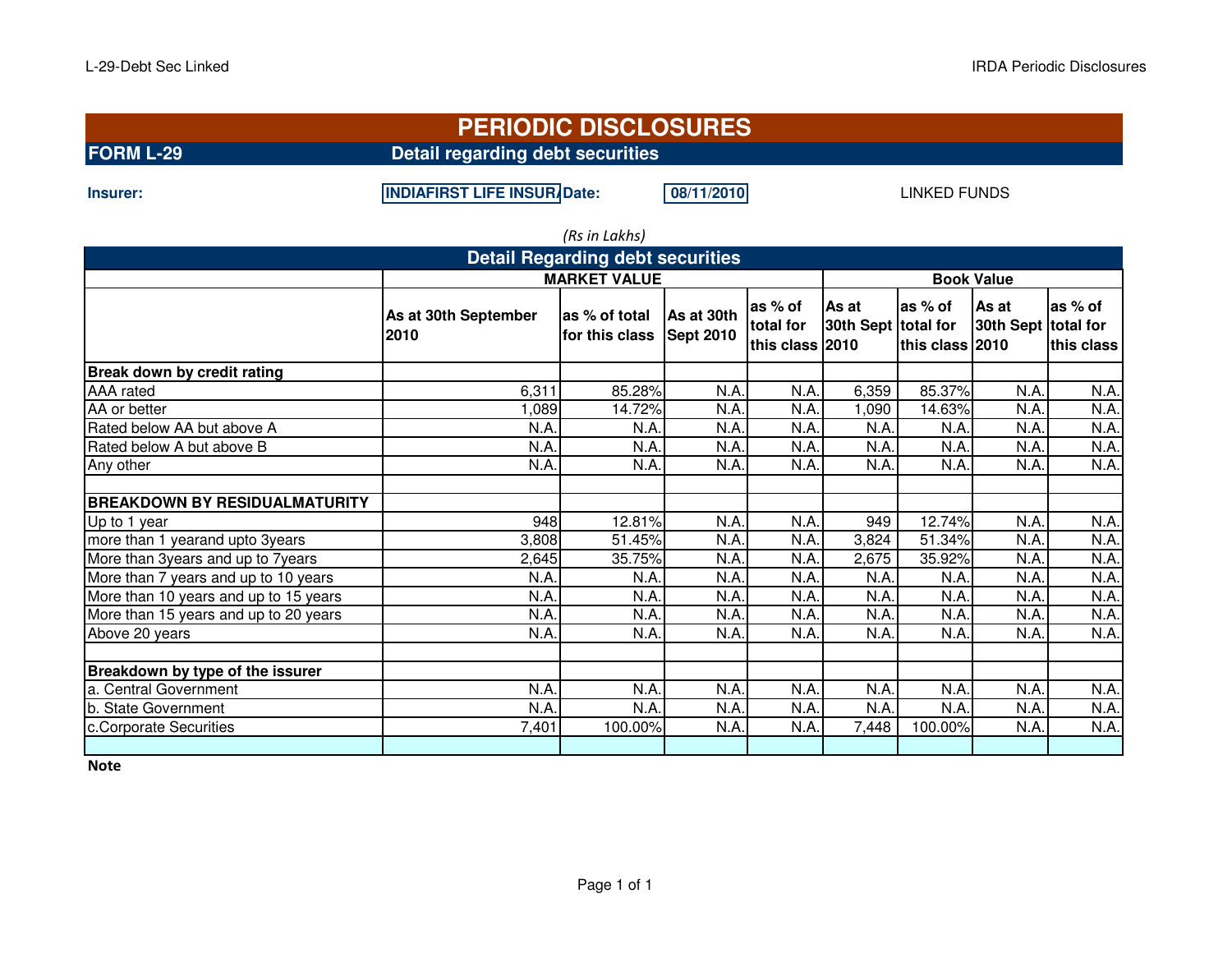# PERIODIC DISCLOSURES

**FORM L-29** **Detail regarding debt securities**

**Insurer:** **INDIAFIRST LIFE INSUR/** **Date:** **08/11/2010** LINKED FUNDS

*(Rs in Lakhs)*

| Detail Regarding debt securities | | | | | | | | |
|---|---|---|---|---|---|---|---|---|
| | MARKET VALUE | | | | Book Value | | | |
| | As at 30th September 2010 | as % of total for this class | As at 30th Sept 2010 | as % of total for this class | As at 30th Sept 2010 | as % of total for this class | As at 30th Sept 2010 | as % of total for this class |
| **Break down by credit rating** | | | | | | | | |
| AAA rated | 6,311 | 85.28% | N.A. | N.A. | 6,359 | 85.37% | N.A. | N.A. |
| AA or better | 1,089 | 14.72% | N.A. | N.A. | 1,090 | 14.63% | N.A. | N.A. |
| Rated below AA but above A | N.A. | N.A. | N.A. | N.A. | N.A. | N.A. | N.A. | N.A. |
| Rated below A but above B | N.A. | N.A. | N.A. | N.A. | N.A. | N.A. | N.A. | N.A. |
| Any other | N.A. | N.A. | N.A. | N.A. | N.A. | N.A. | N.A. | N.A. |
| | | | | | | | | |
| **BREAKDOWN BY RESIDUALMATURITY** | | | | | | | | |
| Up to 1 year | 948 | 12.81% | N.A. | N.A. | 949 | 12.74% | N.A. | N.A. |
| more than 1 yearand upto 3years | 3,808 | 51.45% | N.A. | N.A. | 3,824 | 51.34% | N.A. | N.A. |
| More than 3years and up to 7years | 2,645 | 35.75% | N.A. | N.A. | 2,675 | 35.92% | N.A. | N.A. |
| More than 7 years and up to 10 years | N.A. | N.A. | N.A. | N.A. | N.A. | N.A. | N.A. | N.A. |
| More than 10 years and up to 15 years | N.A. | N.A. | N.A. | N.A. | N.A. | N.A. | N.A. | N.A. |
| More than 15 years and up to 20 years | N.A. | N.A. | N.A. | N.A. | N.A. | N.A. | N.A. | N.A. |
| Above 20 years | N.A. | N.A. | N.A. | N.A. | N.A. | N.A. | N.A. | N.A. |
| | | | | | | | | |
| **Breakdown by type of the issurer** | | | | | | | | |
| a. Central Government | N.A. | N.A. | N.A. | N.A. | N.A. | N.A. | N.A. | N.A. |
| b. State Government | N.A. | N.A. | N.A. | N.A. | N.A. | N.A. | N.A. | N.A. |
| c.Corporate Securities | 7,401 | 100.00% | N.A. | N.A. | 7,448 | 100.00% | N.A. | N.A. |
| | | | | | | | | |

**Note**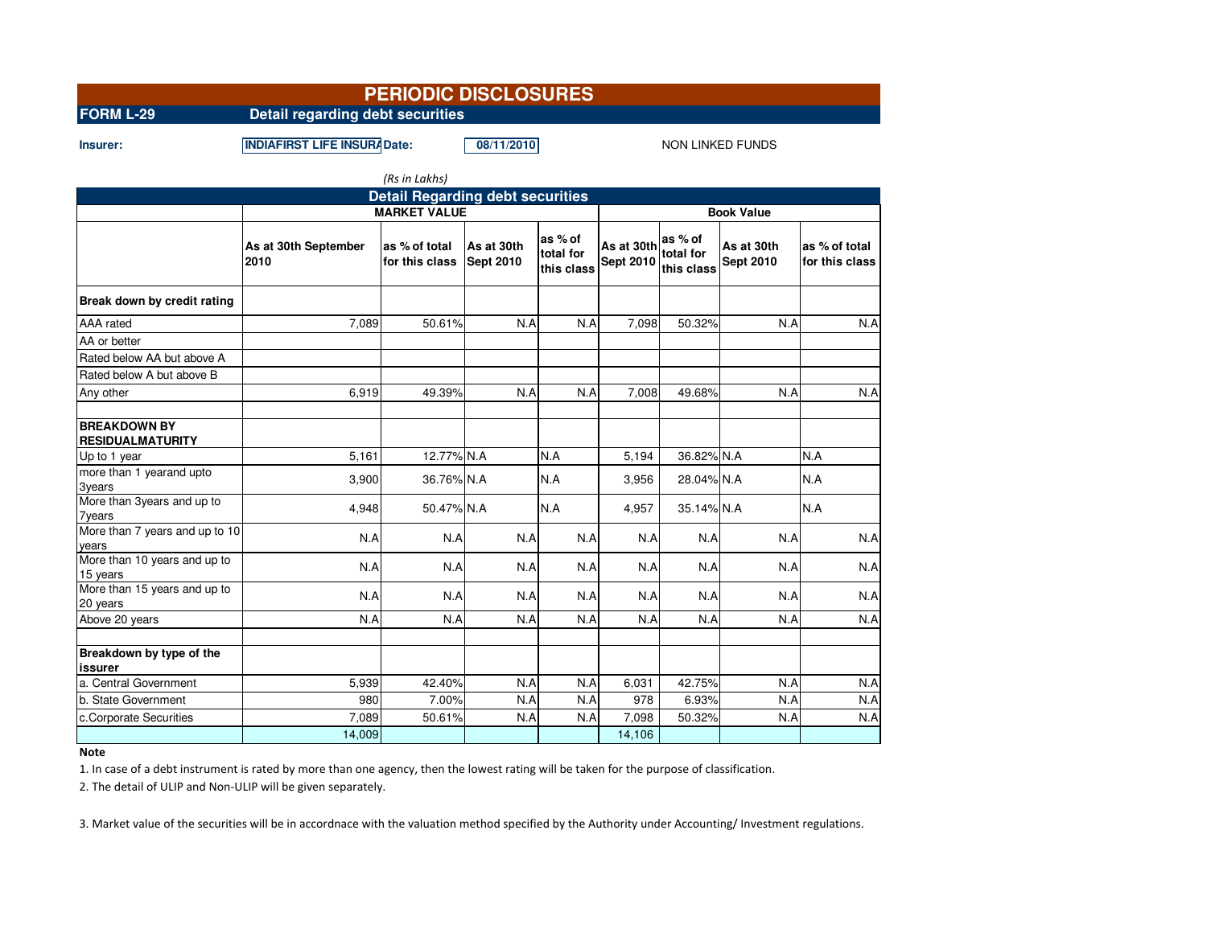# PERIODIC DISCLOSURES

**FORM L-29** **Detail regarding debt securities**

**Insurer:** INDIAFIRST LIFE INSURA **Date:** 08/11/2010 NON LINKED FUNDS

*(Rs in Lakhs)*

| Detail Regarding debt securities | | | | | | | | |
|---|---|---|---|---|---|---|---|---|
| | MARKET VALUE | | | | Book Value | | | |
| | As at 30th September 2010 | as % of total for this class | As at 30th Sept 2010 | as % of total for this class | As at 30th Sept 2010 | as % of total for this class | As at 30th Sept 2010 | as % of total for this class |
| **Break down by credit rating** | | | | | | | | |
| AAA rated | 7,089 | 50.61% | N.A | N.A | 7,098 | 50.32% | N.A | N.A |
| AA or better | | | | | | | | |
| Rated below AA but above A | | | | | | | | |
| Rated below A but above B | | | | | | | | |
| Any other | 6,919 | 49.39% | N.A | N.A | 7,008 | 49.68% | N.A | N.A |
| | | | | | | | | |
| **BREAKDOWN BY RESIDUALMATURITY** | | | | | | | | |
| Up to 1 year | 5,161 | 12.77% | N.A | N.A | 5,194 | 36.82% | N.A | N.A |
| more than 1 yearand upto 3years | 3,900 | 36.76% | N.A | N.A | 3,956 | 28.04% | N.A | N.A |
| More than 3years and up to 7years | 4,948 | 50.47% | N.A | N.A | 4,957 | 35.14% | N.A | N.A |
| More than 7 years and up to 10 years | N.A | N.A | N.A | N.A | N.A | N.A | N.A | N.A |
| More than 10 years and up to 15 years | N.A | N.A | N.A | N.A | N.A | N.A | N.A | N.A |
| More than 15 years and up to 20 years | N.A | N.A | N.A | N.A | N.A | N.A | N.A | N.A |
| Above 20 years | N.A | N.A | N.A | N.A | N.A | N.A | N.A | N.A |
| | | | | | | | | |
| **Breakdown by type of the issurer** | | | | | | | | |
| a. Central Government | 5,939 | 42.40% | N.A | N.A | 6,031 | 42.75% | N.A | N.A |
| b. State Government | 980 | 7.00% | N.A | N.A | 978 | 6.93% | N.A | N.A |
| c.Corporate Securities | 7,089 | 50.61% | N.A | N.A | 7,098 | 50.32% | N.A | N.A |
| | 14,009 | | | | 14,106 | | | |

**Note**

1. In case of a debt instrument is rated by more than one agency, then the lowest rating will be taken for the purpose of classification.

2. The detail of ULIP and Non-ULIP will be given separately.

3. Market value of the securities will be in accordnace with the valuation method specified by the Authority under Accounting/ Investment regulations.